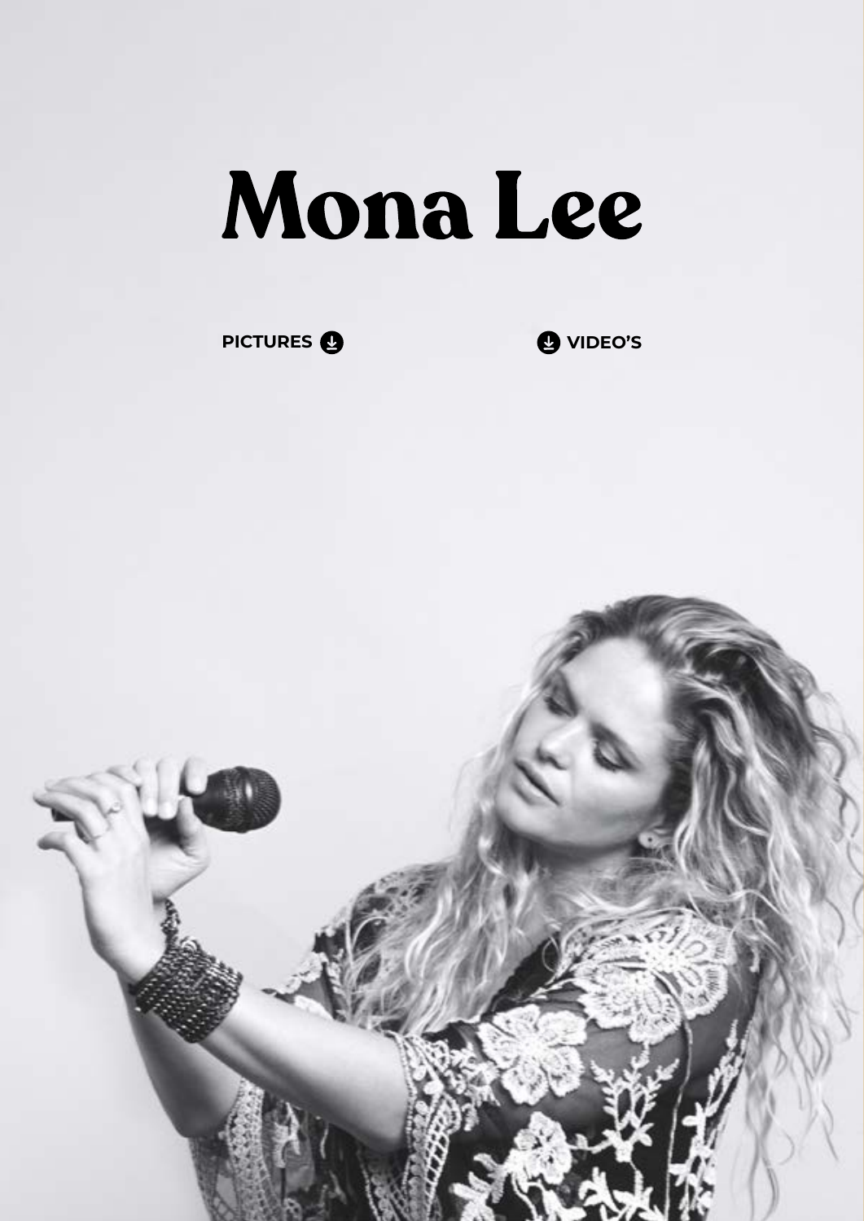# Mona Lee

PICTURES

VIDEO’S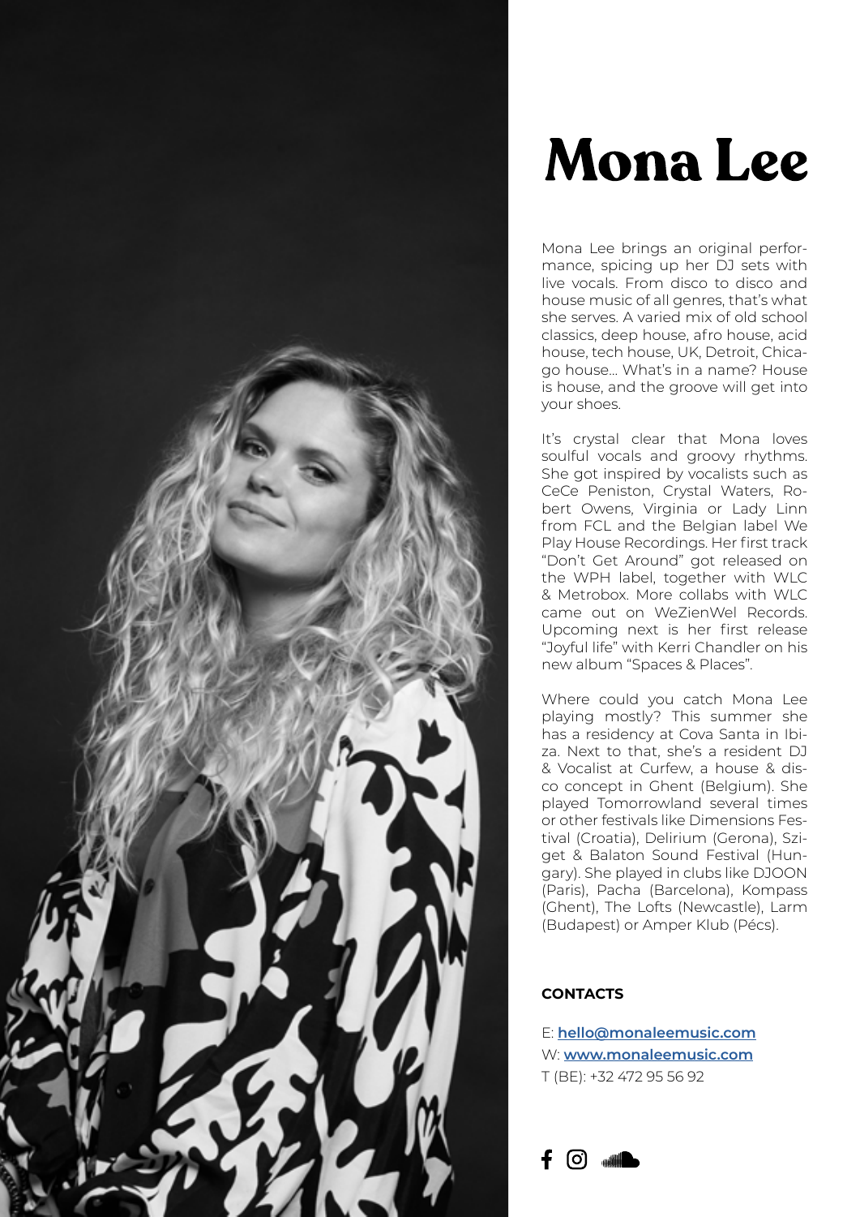# Mona Lee

Mona Lee brings an original performance, spicing up her DJ sets with live vocals. From disco to disco and house music of all genres, that's what she serves. A varied mix of old school classics, deep house, afro house, acid house, tech house, UK, Detroit, Chicago house... What's in a name? House is house, and the groove will get into your shoes.

It's crystal clear that Mona loves soulful vocals and groovy rhythms. She got inspired by vocalists such as CeCe Peniston, Crystal Waters, Robert Owens, Virginia or Lady Linn from FCL and the Belgian label We Play House Recordings. Her first track "Don't Get Around" got released on the WPH label, together with WLC & Metrobox. More collabs with WLC came out on WeZienWel Records. Upcoming next is her first release "Joyful life" with Kerri Chandler on his new album "Spaces & Places".

Where could you catch Mona Lee playing mostly? This summer she has a residency at Cova Santa in Ibiza. Next to that, she's a resident DJ & Vocalist at Curfew, a house & disco concept in Ghent (Belgium). She played Tomorrowland several times or other festivals like Dimensions Festival (Croatia), Delirium (Gerona), Sziget & Balaton Sound Festival (Hungary). She played in clubs like DJOON (Paris), Pacha (Barcelona), Kompass (Ghent), The Lofts (Newcastle), Larm (Budapest) or Amper Klub (Pécs).

**CONTACTS**

E: **hello@monaleemusic.com**
W: **www.monaleemusic.com**
T (BE): +32 472 95 56 92